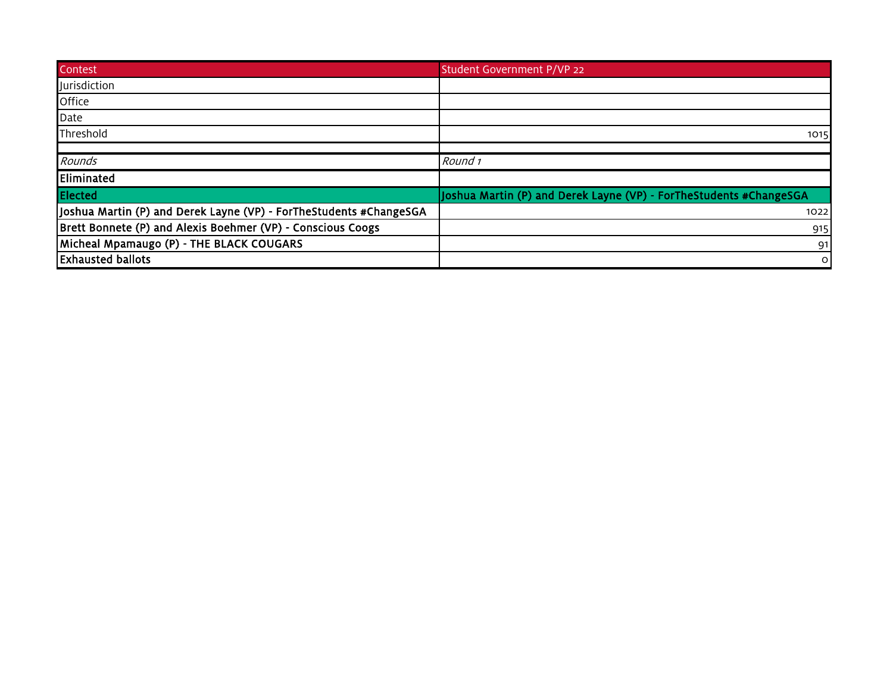| Contest | Student Government P/VP 22 |
| --- | --- |
| Jurisdiction | |
| Office | |
| Date | |
| Threshold | 1015 |
| | |
| *Rounds* | *Round 1* |
| **Eliminated** | |
| **Elected** | **Joshua Martin (P) and Derek Layne (VP) - ForTheStudents #ChangeSGA** |
| **Joshua Martin (P) and Derek Layne (VP) - ForTheStudents #ChangeSGA** | 1022 |
| **Brett Bonnete (P) and Alexis Boehmer (VP) - Conscious Coogs** | 915 |
| **Micheal Mpamaugo (P) - THE BLACK COUGARS** | 91 |
| **Exhausted ballots** | 0 |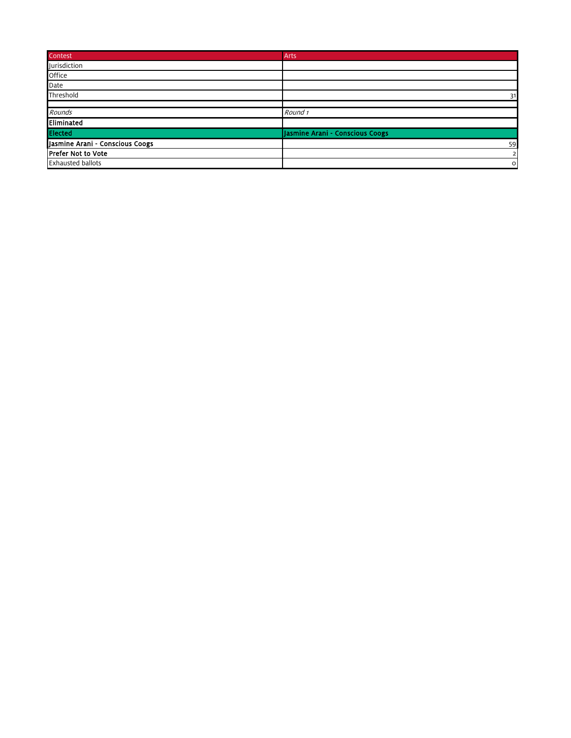| Contest | Arts |
| --- | --- |
| Jurisdiction | |
| Office | |
| Date | |
| Threshold | 31 |
| | |
| *Rounds* | *Round 1* |
| **Eliminated** | |
| **Elected** | **Jasmine Arani - Conscious Coogs** |
| **Jasmine Arani - Conscious Coogs** | 59 |
| **Prefer Not to Vote** | 2 |
| Exhausted ballots | 0 |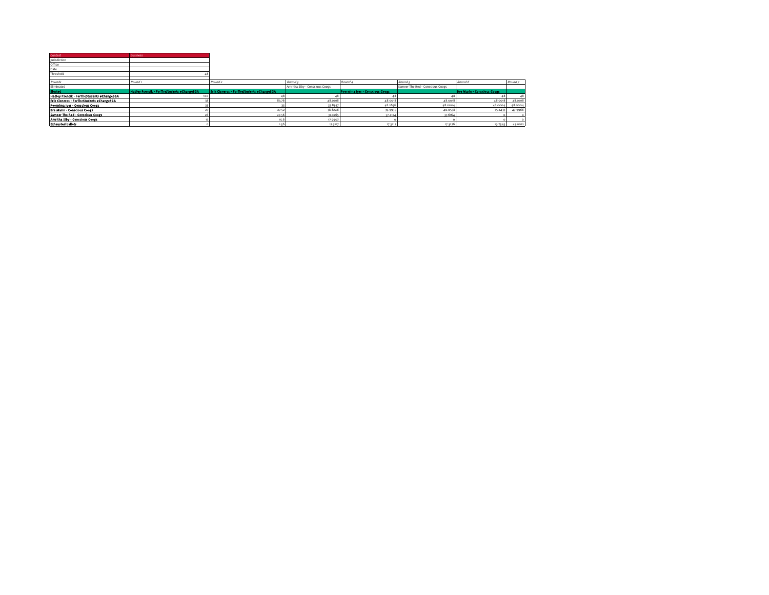| Contest | Business | | | | | | |
|---|---|---|---|---|---|---|---|
| Jurisdiction | | | | | | | |
| Office | | | | | | | |
| Date | | | | | | | |
| Threshold | 48 | | | | | | |
| | | | | | | | |
| *Rounds* | *Round 1* | *Round 2* | *Round 3* | *Round 4* | *Round 5* | *Round 6* | *Round 7* |
| Eliminated | | | Amritha Siby - Conscious Coogs | | Sameer The Red - Conscious Coogs | | |
| **Elected** | **Hadley Psencik - ForTheStudents #ChangeSGA** | **Erik Cisneros - ForTheStudents #ChangeSGA** | | **Poornima Iyer - Conscious Coogs** | | **Bre Marin - Conscious Coogs** | |
| **Hadley Psencik - ForTheStudents #ChangeSGA** | 100 | 48 | 48 | 48 | 48 | 48 | 48 |
| **Erik Cisneros - ForTheStudents #ChangeSGA** | 38 | 83.76 | 48.0018 | 48.0018 | 48.0018 | 48.0018 | 48.0018 |
| **Poornima Iyer - Conscious Coogs** | 35 | 35 | 37.8347 | 48.2656 | 48.0004 | 48.0004 | 48.0004 |
| **Bre Marin - Conscious Coogs** | 27 | 27.52 | 38.8246 | 39.9935 | 40.0538 | 75.2433 | 47.9966 |
| **Sameer The Red - Conscious Coogs** | 26 | 27.56 | 31.0265 | 37.4174 | 37.6164 | 0 | 0 |
| **Amritha Siby - Conscious Coogs** | 13 | 15.6 | 17.9907 | 0 | 0 | 0 | 0 |
| **Exhausted ballots** | 0 | 1.56 | 17.3217 | 17.3217 | 17.3276 | 19.7545 | 47.0012 |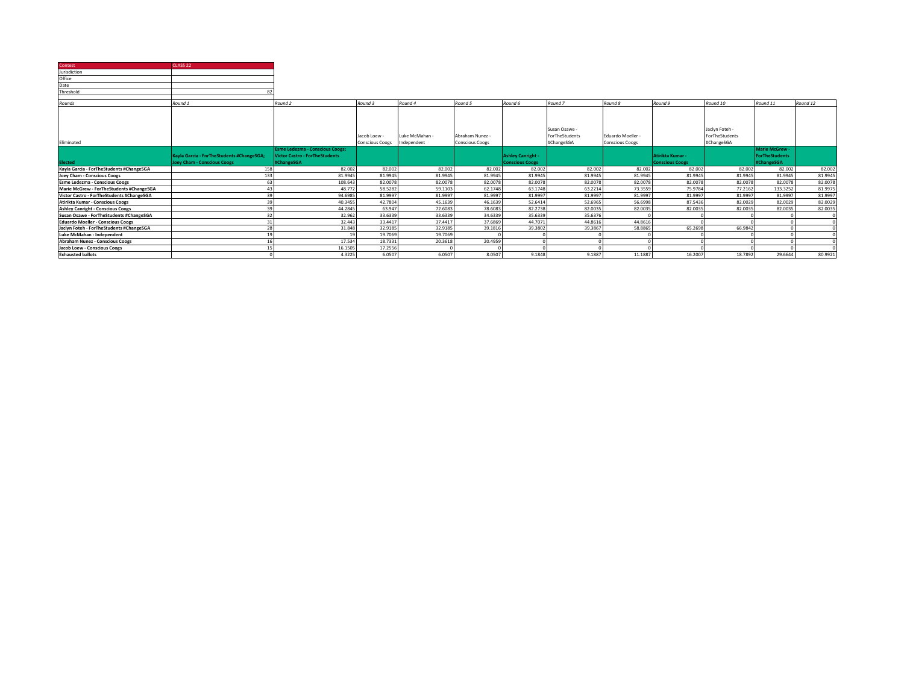| Contest | CLASS 22 |
| --- | --- |
| Jurisdiction | |
| Office | |
| Date | |
| Threshold | 82 |

| Rounds | Round 1 | Round 2 | Round 3 | Round 4 | Round 5 | Round 6 | Round 7 | Round 8 | Round 9 | Round 10 | Round 11 | Round 12 |
| --- | --- | --- | --- | --- | --- | --- | --- | --- | --- | --- | --- | --- |
| Eliminated | | | Jacob Loew - Conscious Coogs | Luke McMahan - Independent | Abraham Nunez - Conscious Coogs | | Susan Osawe - ForTheStudents #ChangeSGA | Eduardo Moeller - Conscious Coogs | | Jaclyn Foteh - ForTheStudents #ChangeSGA | | |
| **Elected** | **Kayla Garcia - ForTheStudents #ChangeSGA; Joey Cham - Conscious Coogs** | **Esme Ledezma - Conscious Coogs; Victor Castro - ForTheStudents #ChangeSGA** | | | | **Ashley Canright - Conscious Coogs** | | | **Atirikta Kumar - Conscious Coogs** | | **Marie McGrew - ForTheStudents #ChangeSGA** | |
| **Kayla Garcia - ForTheStudents #ChangeSGA** | 158 | 82.002 | 82.002 | 82.002 | 82.002 | 82.002 | 82.002 | 82.002 | 82.002 | 82.002 | 82.002 | 82.002 |
| **Joey Cham - Conscious Coogs** | 133 | 81.9945 | 81.9945 | 81.9945 | 81.9945 | 81.9945 | 81.9945 | 81.9945 | 81.9945 | 81.9945 | 81.9945 | 81.9945 |
| **Esme Ledezma - Conscious Coogs** | 63 | 108.643 | 82.0078 | 82.0078 | 82.0078 | 82.0078 | 82.0078 | 82.0078 | 82.0078 | 82.0078 | 82.0078 | 82.0078 |
| **Marie McGrew - ForTheStudents #ChangeSGA** | 43 | 48.772 | 58.5282 | 59.1103 | 62.1748 | 63.1748 | 63.2214 | 73.3559 | 75.9784 | 77.2162 | 133.3252 | 81.9975 |
| **Victor Castro - ForTheStudents #ChangeSGA** | 39 | 94.6985 | 81.9997 | 81.9997 | 81.9997 | 81.9997 | 81.9997 | 81.9997 | 81.9997 | 81.9997 | 81.9997 | 81.9997 |
| **Atirikta Kumar - Conscious Coogs** | 39 | 40.3455 | 42.7804 | 45.1639 | 46.1639 | 52.6414 | 52.6965 | 56.6998 | 87.5436 | 82.0029 | 82.0029 | 82.0029 |
| **Ashley Canright - Conscious Coogs** | 39 | 44.2845 | 63.947 | 72.6083 | 78.6083 | 82.2738 | 82.0035 | 82.0035 | 82.0035 | 82.0035 | 82.0035 | 82.0035 |
| **Susan Osawe - ForTheStudents #ChangeSGA** | 32 | 32.962 | 33.6339 | 33.6339 | 34.6339 | 35.6339 | 35.6376 | 0 | 0 | 0 | 0 | 0 |
| **Eduardo Moeller - Conscious Coogs** | 31 | 32.443 | 33.4417 | 37.4417 | 37.6869 | 44.7071 | 44.8616 | 44.8616 | 0 | 0 | 0 | 0 |
| **Jaclyn Foteh - ForTheStudents #ChangeSGA** | 28 | 31.848 | 32.9185 | 32.9185 | 39.1816 | 39.3802 | 39.3867 | 58.8865 | 65.2698 | 66.9842 | 0 | 0 |
| **Luke McMahan - Independent** | 19 | 19 | 19.7069 | 19.7069 | 0 | 0 | 0 | 0 | 0 | 0 | 0 | 0 |
| **Abraham Nunez - Conscious Coogs** | 16 | 17.534 | 18.7331 | 20.3618 | 20.4959 | 0 | 0 | 0 | 0 | 0 | 0 | 0 |
| **Jacob Loew - Conscious Coogs** | 15 | 16.1505 | 17.2556 | 0 | 0 | 0 | 0 | 0 | 0 | 0 | 0 | 0 |
| **Exhausted ballots** | 0 | 4.3225 | 6.0507 | 6.0507 | 8.0507 | 9.1848 | 9.1887 | 11.1887 | 16.2007 | 18.7892 | 29.6644 | 80.9921 |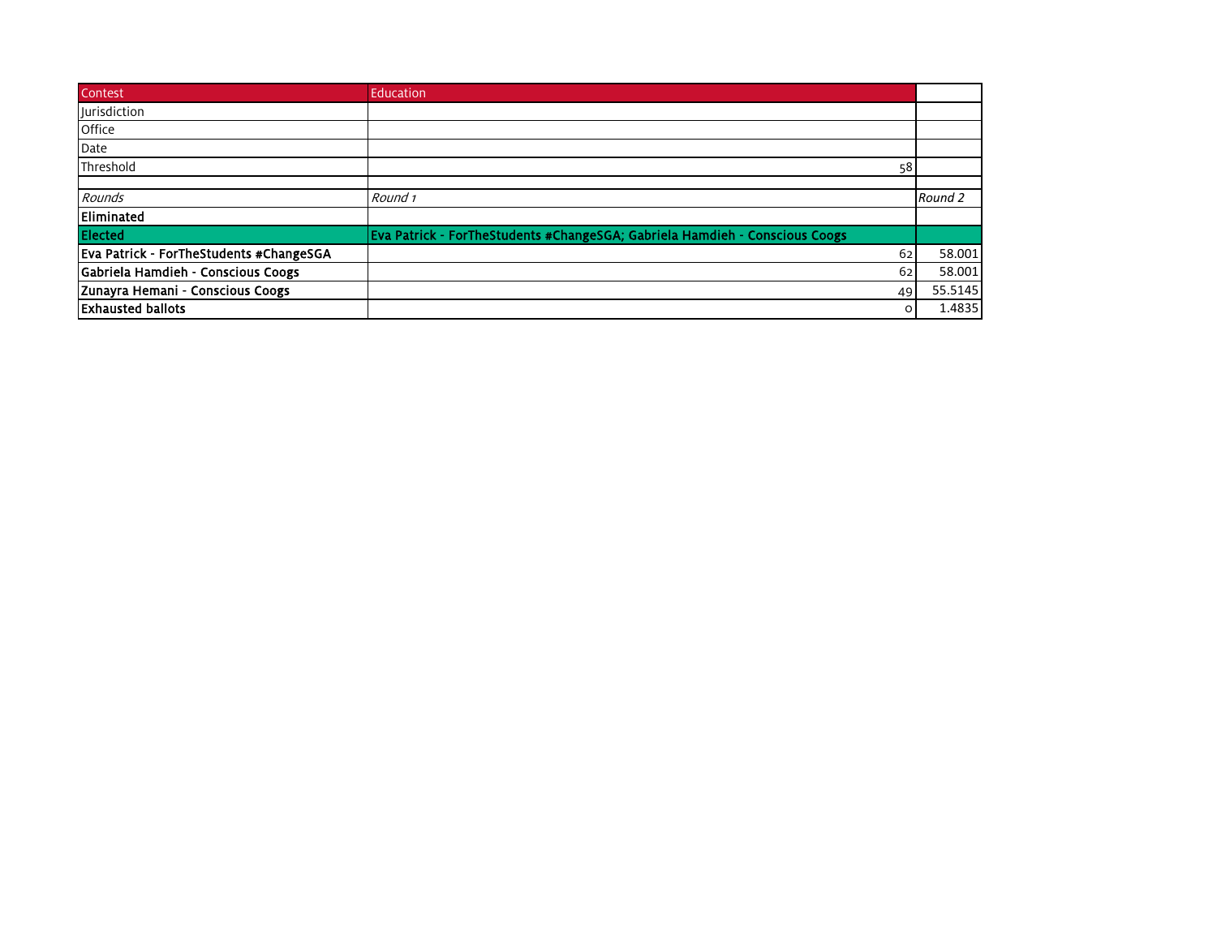| Contest | Education | |
|---|---|---|
| Jurisdiction | | |
| Office | | |
| Date | | |
| Threshold | 58 | |
| | | |
| *Rounds* | *Round 1* | *Round 2* |
| **Eliminated** | | |
| **Elected** | **Eva Patrick - ForTheStudents #ChangeSGA; Gabriela Hamdieh - Conscious Coogs** | |
| **Eva Patrick - ForTheStudents #ChangeSGA** | 62 | 58.001 |
| **Gabriela Hamdieh - Conscious Coogs** | 62 | 58.001 |
| **Zunayra Hemani - Conscious Coogs** | 49 | 55.5145 |
| **Exhausted ballots** | 0 | 1.4835 |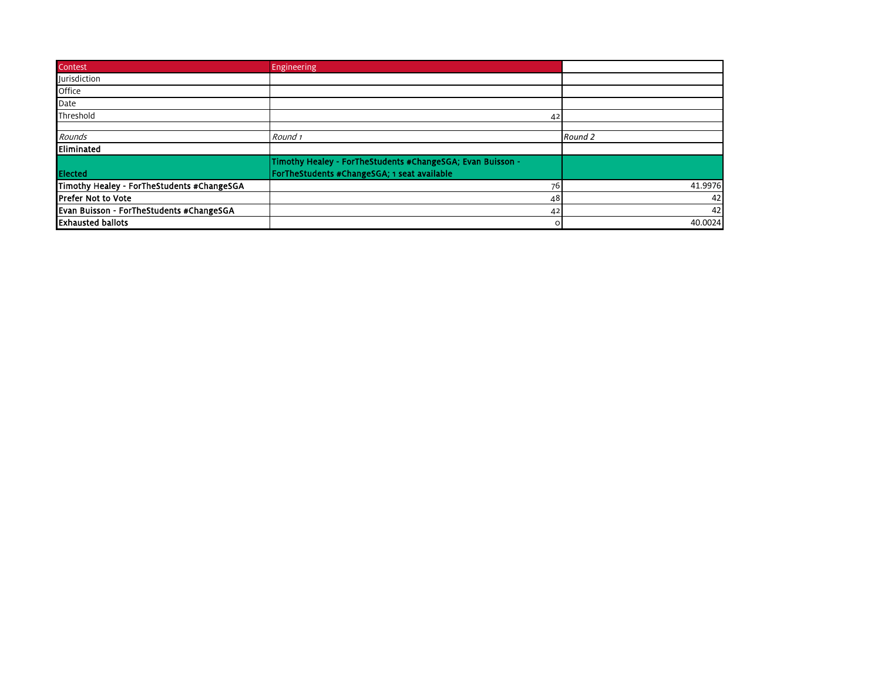| Contest | Engineering | |
|---|---|---|
| Jurisdiction | | |
| Office | | |
| Date | | |
| Threshold | 42 | |
| | | |
| *Rounds* | *Round 1* | *Round 2* |
| **Eliminated** | | |
| **Elected** | **Timothy Healey - ForTheStudents #ChangeSGA; Evan Buisson - ForTheStudents #ChangeSGA; 1 seat available** | |
| **Timothy Healey - ForTheStudents #ChangeSGA** | 76 | 41.9976 |
| **Prefer Not to Vote** | 48 | 42 |
| **Evan Buisson - ForTheStudents #ChangeSGA** | 42 | 42 |
| **Exhausted ballots** | 0 | 40.0024 |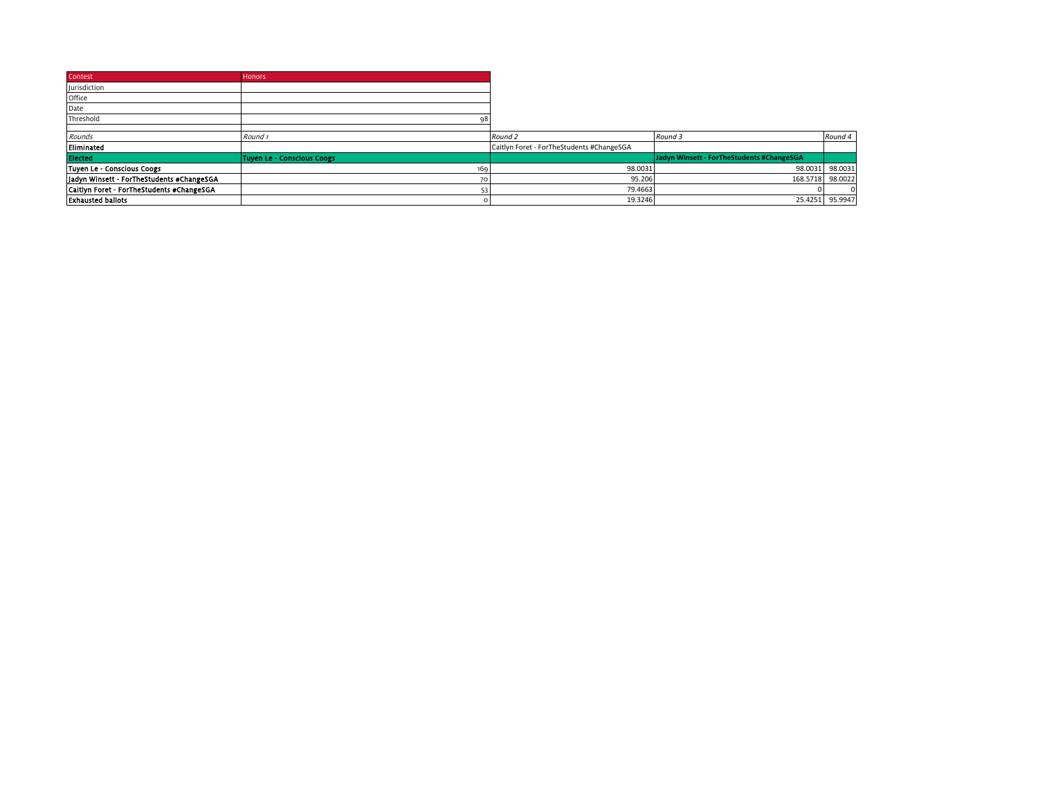| Contest | Honors | | | |
| --- | --- | --- | --- | --- |
| Jurisdiction | | | | |
| Office | | | | |
| Date | | | | |
| Threshold | 98 | | | |
| | | | | |
| *Rounds* | *Round 1* | *Round 2* | *Round 3* | *Round 4* |
| **Eliminated** | | Caitlyn Foret - ForTheStudents #ChangeSGA | | |
| **Elected** | **Tuyen Le - Conscious Coogs** | | **Jadyn Winsett - ForTheStudents #ChangeSGA** | |
| **Tuyen Le - Conscious Coogs** | 169 | 98.0031 | 98.0031 | 98.0031 |
| **Jadyn Winsett - ForTheStudents #ChangeSGA** | 70 | 95.206 | 168.5718 | 98.0022 |
| **Caitlyn Foret - ForTheStudents #ChangeSGA** | 53 | 79.4663 | 0 | 0 |
| **Exhausted ballots** | 0 | 19.3246 | 25.4251 | 95.9947 |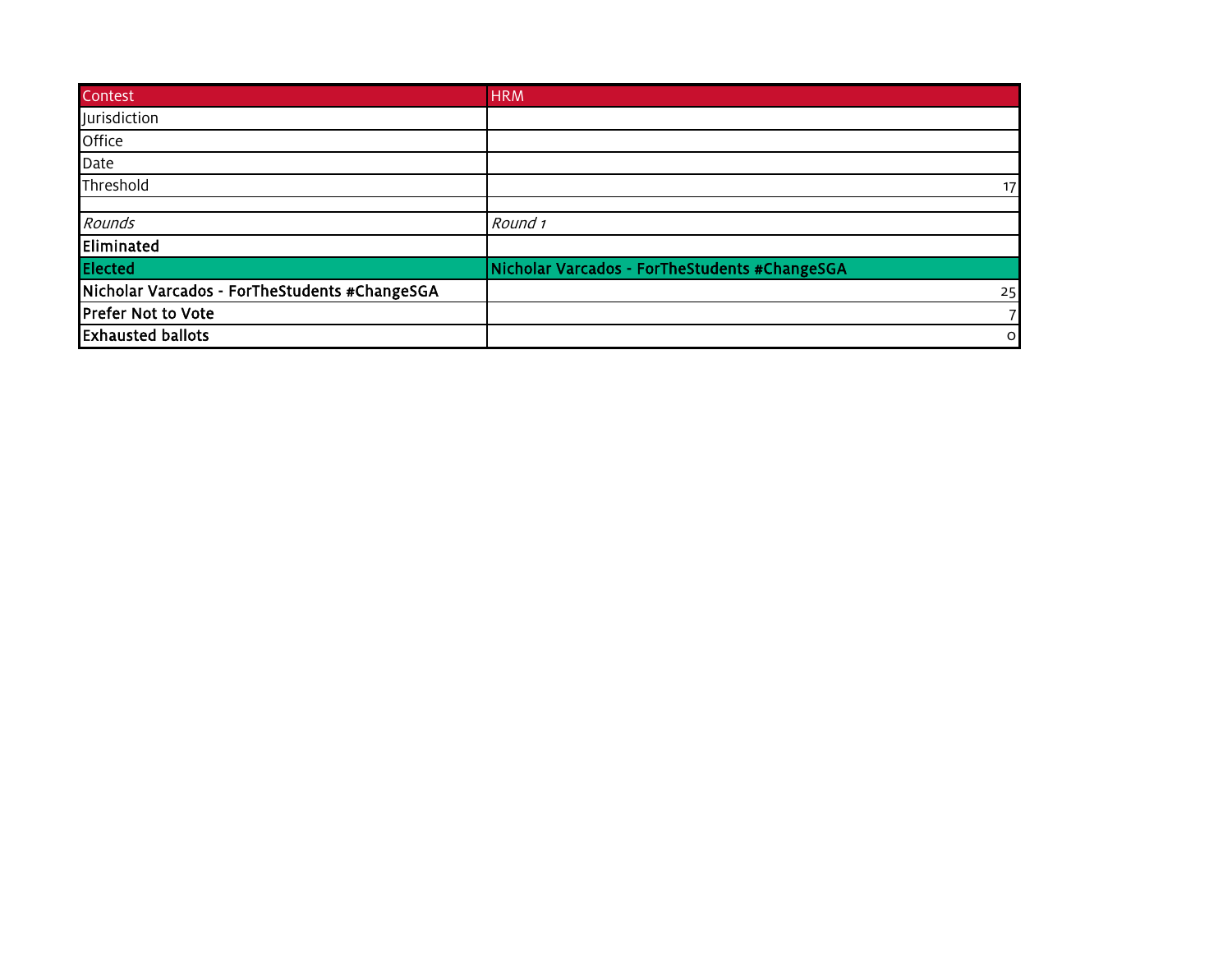| Contest | HRM |
| --- | --- |
| Jurisdiction | |
| Office | |
| Date | |
| Threshold | 17 |
| | |
| *Rounds* | *Round 1* |
| **Eliminated** | |
| **Elected** | **Nicholar Varcados - ForTheStudents #ChangeSGA** |
| **Nicholar Varcados - ForTheStudents #ChangeSGA** | 25 |
| **Prefer Not to Vote** | 7 |
| **Exhausted ballots** | 0 |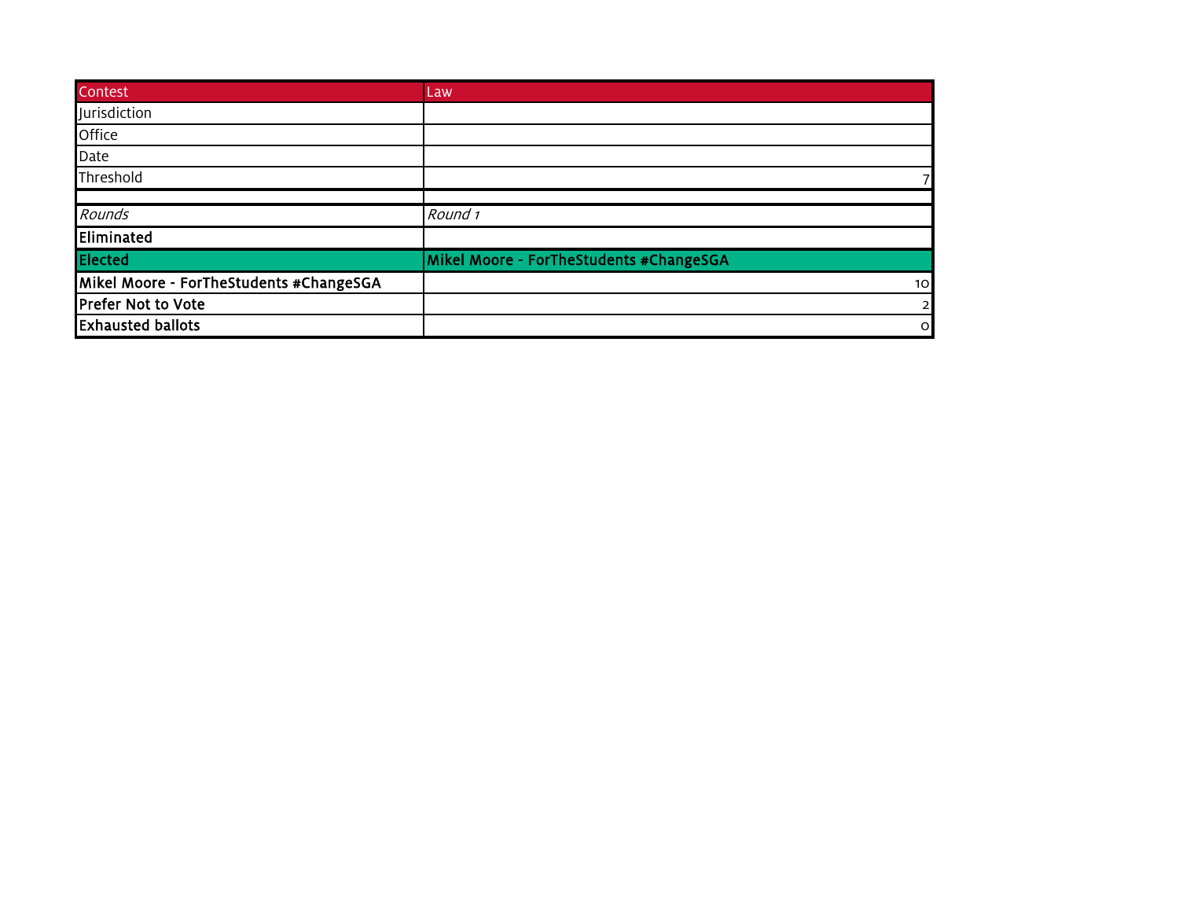| Contest | Law |
|---|---|
| Jurisdiction | |
| Office | |
| Date | |
| Threshold | 7 |
| | |
| *Rounds* | *Round 1* |
| **Eliminated** | |
| **Elected** | **Mikel Moore - ForTheStudents #ChangeSGA** |
| **Mikel Moore - ForTheStudents #ChangeSGA** | 10 |
| **Prefer Not to Vote** | 2 |
| **Exhausted ballots** | 0 |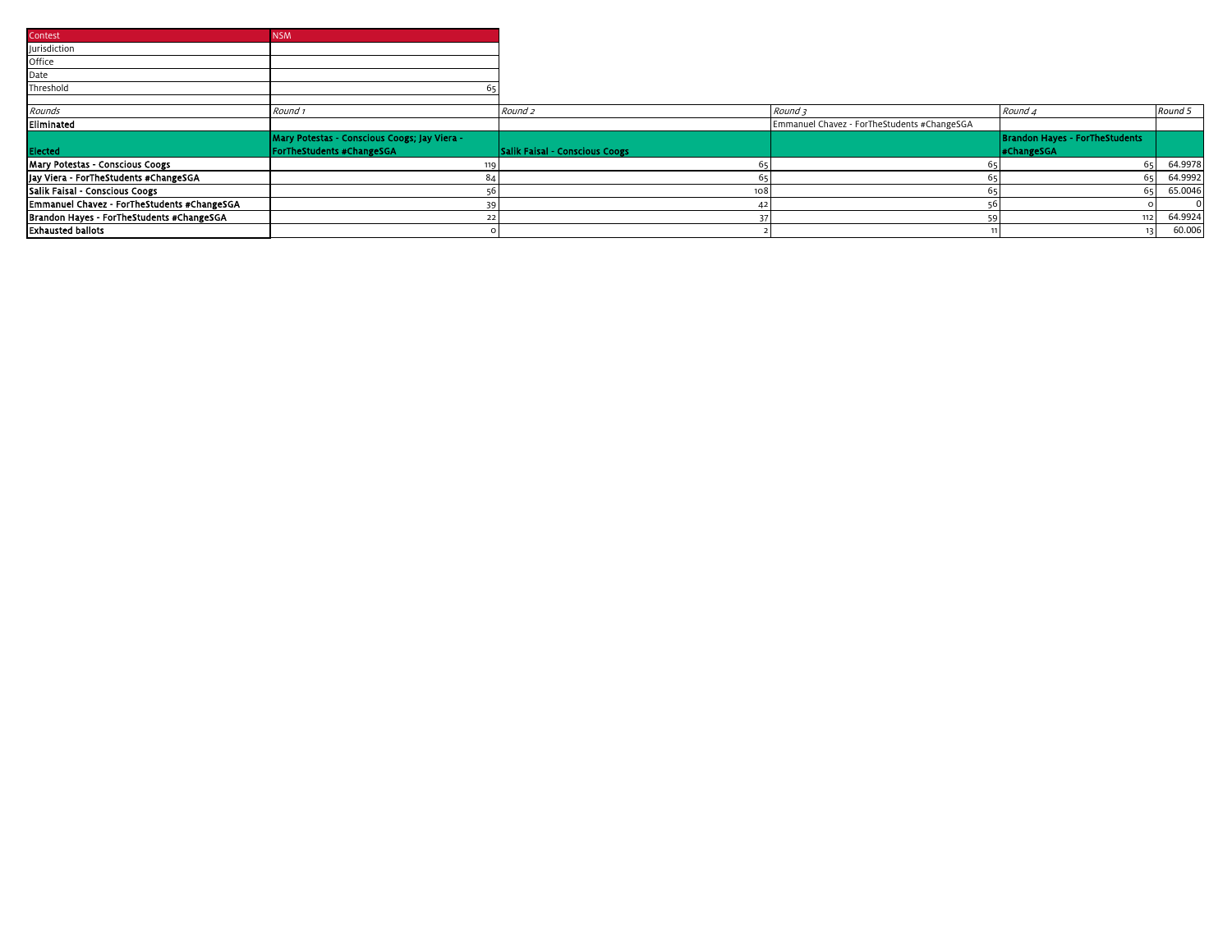| Contest | NSM | | | | |
|---|---|---|---|---|---|
| Jurisdiction | | | | | |
| Office | | | | | |
| Date | | | | | |
| Threshold | 65 | | | | |
| | | | | | |
| *Rounds* | *Round 1* | *Round 2* | *Round 3* | *Round 4* | *Round 5* |
| **Eliminated** | | | Emmanuel Chavez - ForTheStudents #ChangeSGA | | |
| **Elected** | **Mary Potestas - Conscious Coogs; Jay Viera - ForTheStudents #ChangeSGA** | **Salik Faisal - Conscious Coogs** | | **Brandon Hayes - ForTheStudents #ChangeSGA** | |
| **Mary Potestas - Conscious Coogs** | 119 | 65 | 65 | 65 | 64.9978 |
| **Jay Viera - ForTheStudents #ChangeSGA** | 84 | 65 | 65 | 65 | 64.9992 |
| **Salik Faisal - Conscious Coogs** | 56 | 108 | 65 | 65 | 65.0046 |
| **Emmanuel Chavez - ForTheStudents #ChangeSGA** | 39 | 42 | 56 | 0 | 0 |
| **Brandon Hayes - ForTheStudents #ChangeSGA** | 22 | 37 | 59 | 112 | 64.9924 |
| **Exhausted ballots** | 0 | 2 | 11 | 13 | 60.006 |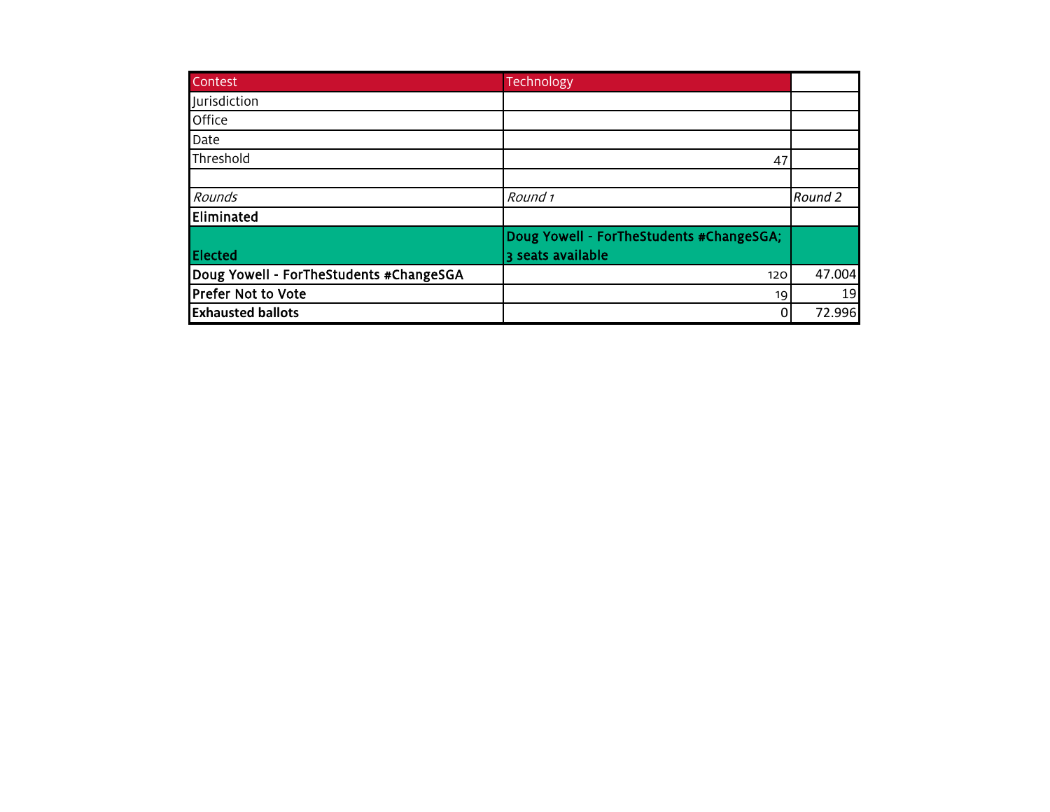| Contest | Technology | |
|---|---|---|
| Jurisdiction | | |
| Office | | |
| Date | | |
| Threshold | 47 | |
| | | |
| *Rounds* | *Round 1* | *Round 2* |
| **Eliminated** | | |
| **Elected** | **Doug Yowell - ForTheStudents #ChangeSGA; 3 seats available** | |
| **Doug Yowell - ForTheStudents #ChangeSGA** | 120 | 47.004 |
| **Prefer Not to Vote** | 19 | 19 |
| **Exhausted ballots** | 0 | 72.996 |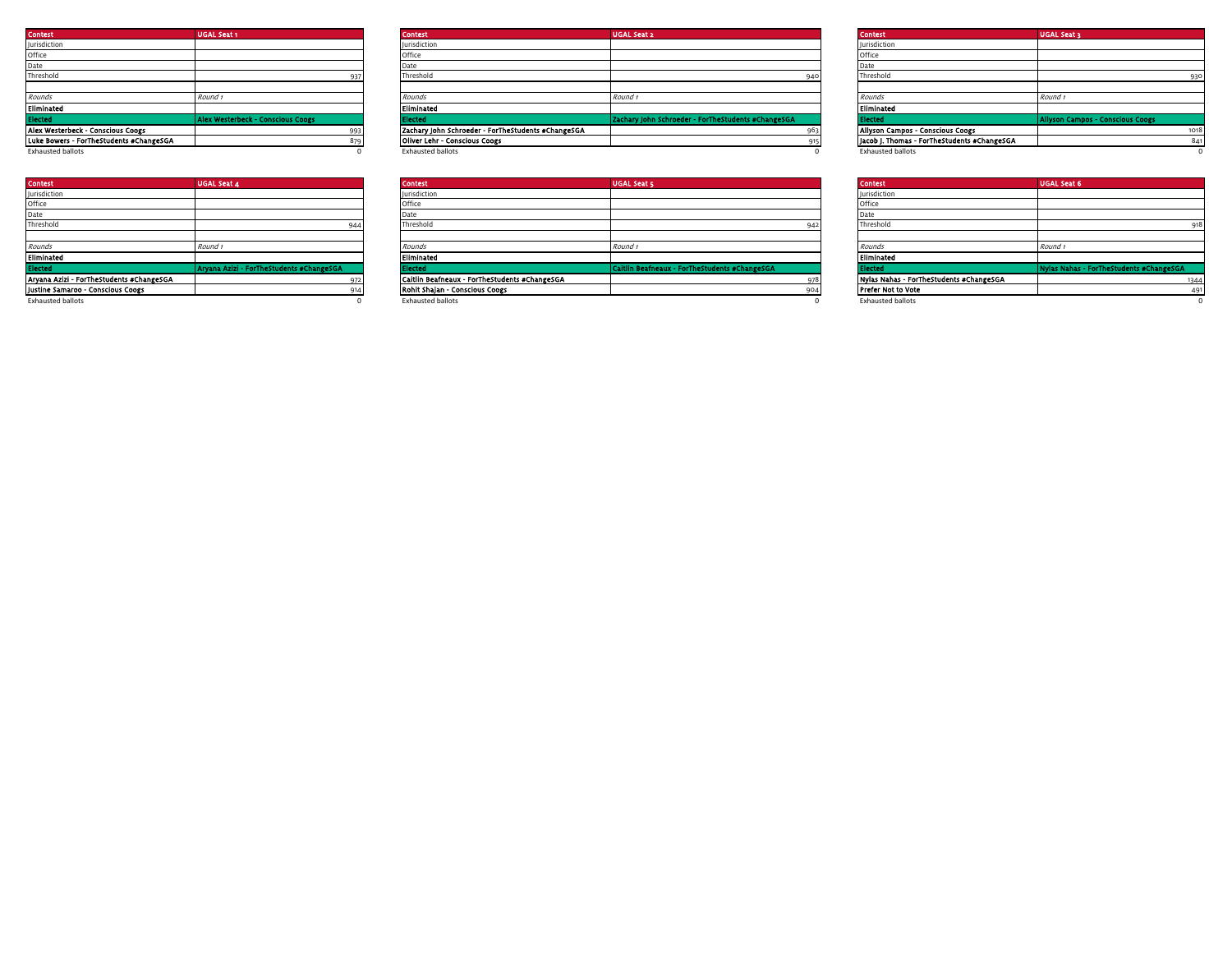| Contest | UGAL Seat 1 |
| --- | --- |
| Jurisdiction | |
| Office | |
| Date | |
| Threshold | 937 |
| | |
| *Rounds* | *Round 1* |
| **Eliminated** | |
| **Elected** | **Alex Westerbeck - Conscious Coogs** |
| **Alex Westerbeck - Conscious Coogs** | 993 |
| **Luke Bowers - ForTheStudents #ChangeSGA** | 879 |
| Exhausted ballots | 0 |

| Contest | UGAL Seat 2 |
| --- | --- |
| Jurisdiction | |
| Office | |
| Date | |
| Threshold | 940 |
| | |
| *Rounds* | *Round 1* |
| **Eliminated** | |
| **Elected** | **Zachary John Schroeder - ForTheStudents #ChangeSGA** |
| **Zachary John Schroeder - ForTheStudents #ChangeSGA** | 963 |
| **Oliver Lehr - Conscious Coogs** | 915 |
| Exhausted ballots | 0 |

| Contest | UGAL Seat 3 |
| --- | --- |
| Jurisdiction | |
| Office | |
| Date | |
| Threshold | 930 |
| | |
| *Rounds* | *Round 1* |
| **Eliminated** | |
| **Elected** | **Allyson Campos - Conscious Coogs** |
| **Allyson Campos - Conscious Coogs** | 1018 |
| **Jacob J. Thomas - ForTheStudents #ChangeSGA** | 841 |
| Exhausted ballots | 0 |

| Contest | UGAL Seat 4 |
| --- | --- |
| Jurisdiction | |
| Office | |
| Date | |
| Threshold | 944 |
| | |
| *Rounds* | *Round 1* |
| **Eliminated** | |
| **Elected** | **Aryana Azizi - ForTheStudents #ChangeSGA** |
| **Aryana Azizi - ForTheStudents #ChangeSGA** | 972 |
| **Justine Samaroo - Conscious Coogs** | 914 |
| Exhausted ballots | 0 |

| Contest | UGAL Seat 5 |
| --- | --- |
| Jurisdiction | |
| Office | |
| Date | |
| Threshold | 942 |
| | |
| *Rounds* | *Round 1* |
| **Eliminated** | |
| **Elected** | **Caitlin Beafneaux - ForTheStudents #ChangeSGA** |
| **Caitlin Beafneaux - ForTheStudents #ChangeSGA** | 978 |
| **Rohit Shajan - Conscious Coogs** | 904 |
| Exhausted ballots | 0 |

| Contest | UGAL Seat 6 |
| --- | --- |
| Jurisdiction | |
| Office | |
| Date | |
| Threshold | 918 |
| | |
| *Rounds* | *Round 1* |
| **Eliminated** | |
| **Elected** | **Nylas Nahas - ForTheStudents #ChangeSGA** |
| **Nylas Nahas - ForTheStudents #ChangeSGA** | 1344 |
| **Prefer Not to Vote** | 491 |
| Exhausted ballots | 0 |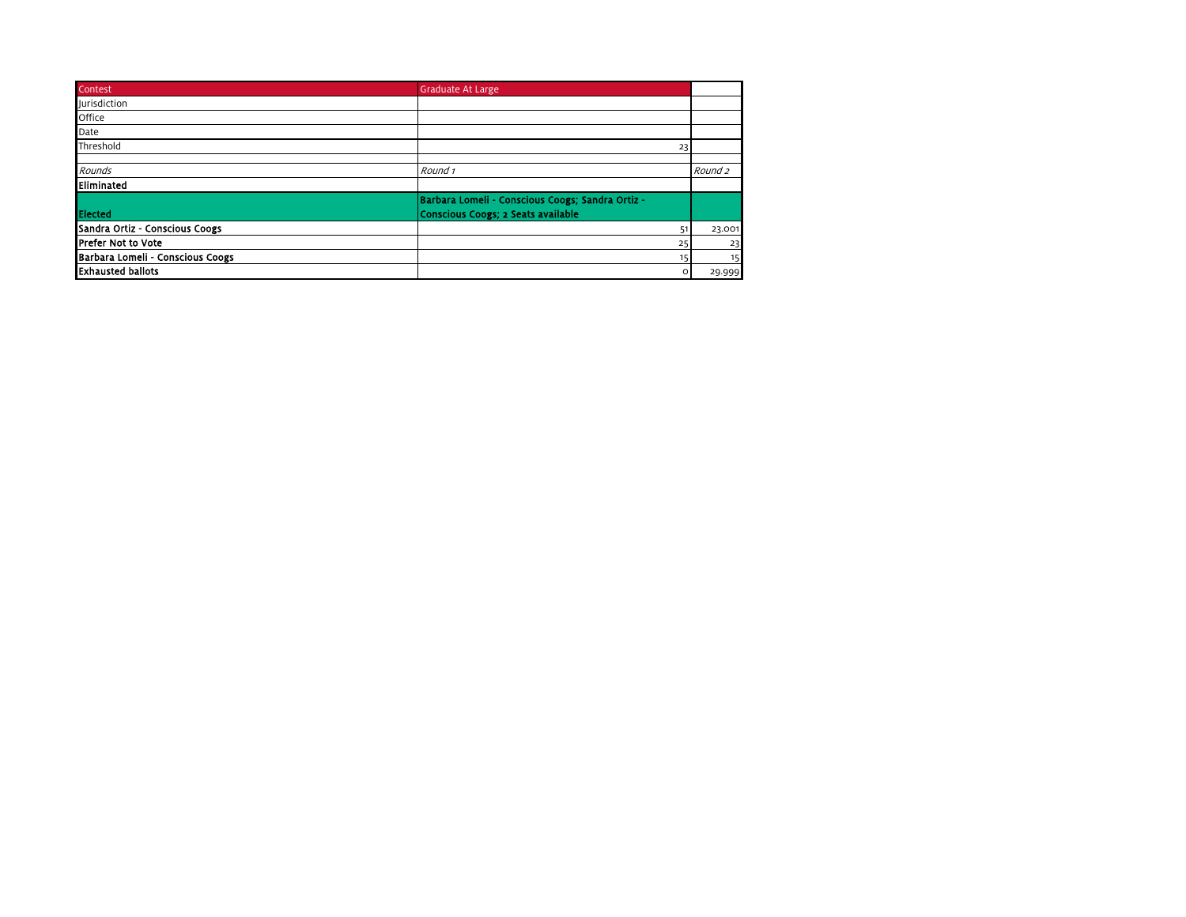| Contest | Graduate At Large | |
|---|---|---|
| Jurisdiction | | |
| Office | | |
| Date | | |
| Threshold | 23 | |
| | | |
| *Rounds* | *Round 1* | *Round 2* |
| **Eliminated** | | |
| **Elected** | **Barbara Lomeli - Conscious Coogs; Sandra Ortiz - Conscious Coogs; 2 Seats available** | |
| **Sandra Ortiz - Conscious Coogs** | 51 | 23.001 |
| **Prefer Not to Vote** | 25 | 23 |
| **Barbara Lomeli - Conscious Coogs** | 15 | 15 |
| **Exhausted ballots** | 0 | 29.999 |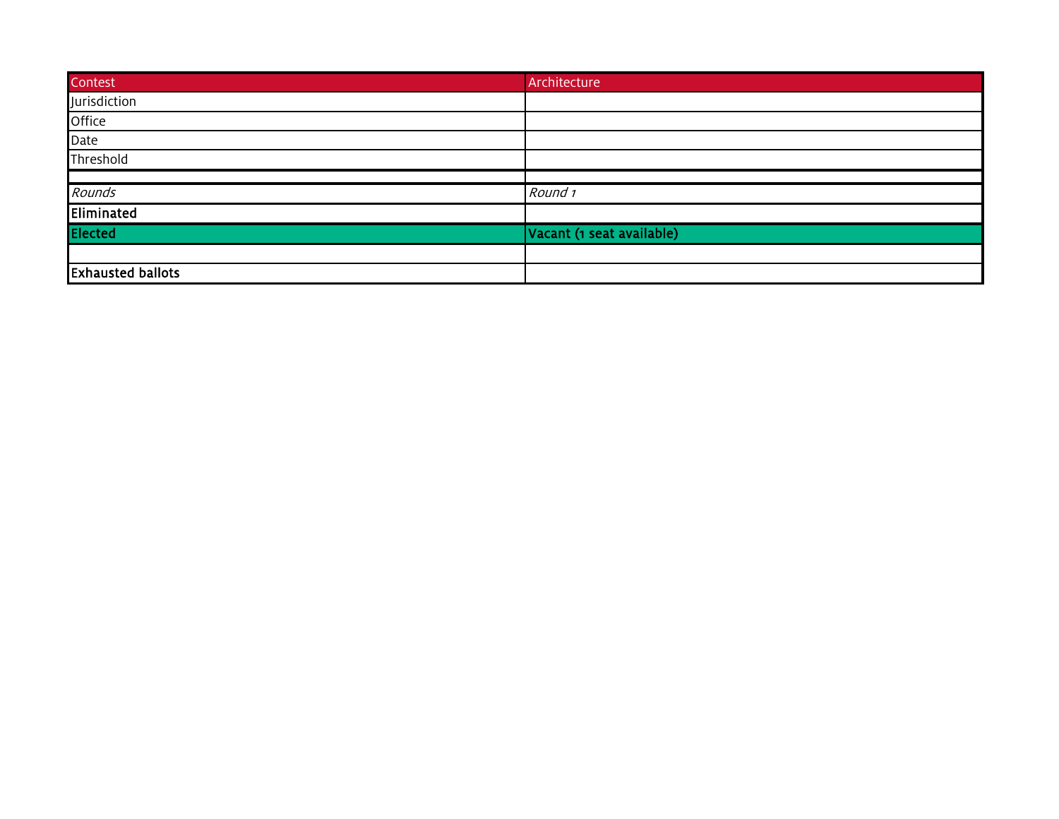| Contest | Architecture |
|---|---|
| Jurisdiction | |
| Office | |
| Date | |
| Threshold | |
| | |
| *Rounds* | *Round 1* |
| **Eliminated** | |
| **Elected** | **Vacant (1 seat available)** |
| | |
| **Exhausted ballots** | |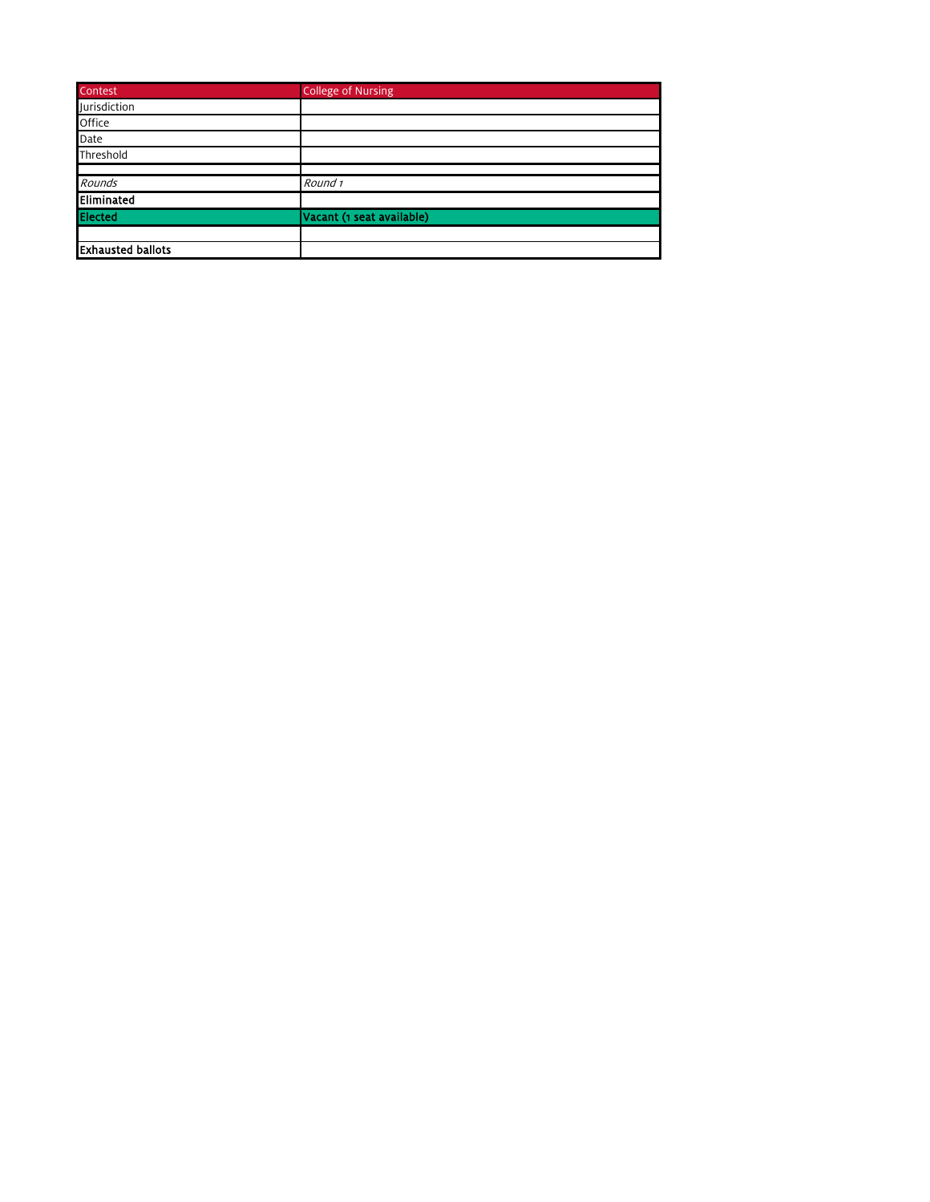| Contest | College of Nursing |
| --- | --- |
| Jurisdiction | |
| Office | |
| Date | |
| Threshold | |
| | |
| *Rounds* | *Round 1* |
| **Eliminated** | |
| **Elected** | **Vacant (1 seat available)** |
| | |
| **Exhausted ballots** | |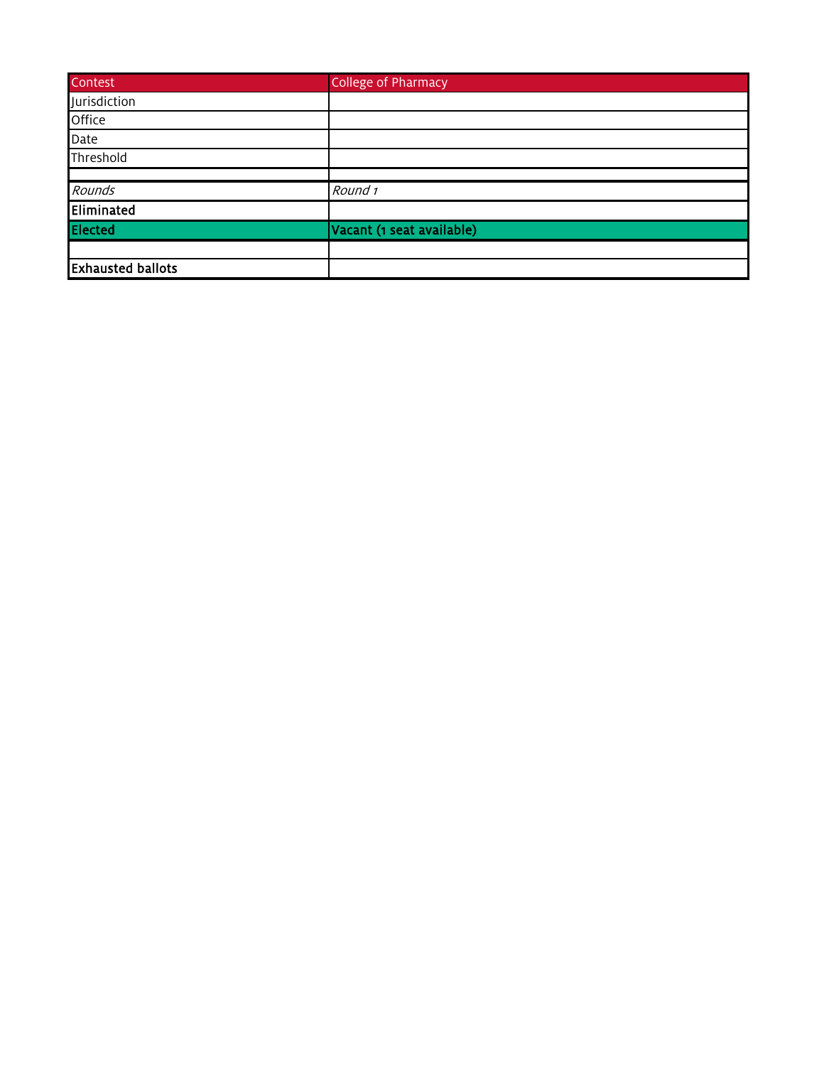| Contest | College of Pharmacy |
| --- | --- |
| Jurisdiction | |
| Office | |
| Date | |
| Threshold | |
| | |
| *Rounds* | *Round 1* |
| **Eliminated** | |
| **Elected** | **Vacant (1 seat available)** |
| | |
| **Exhausted ballots** | |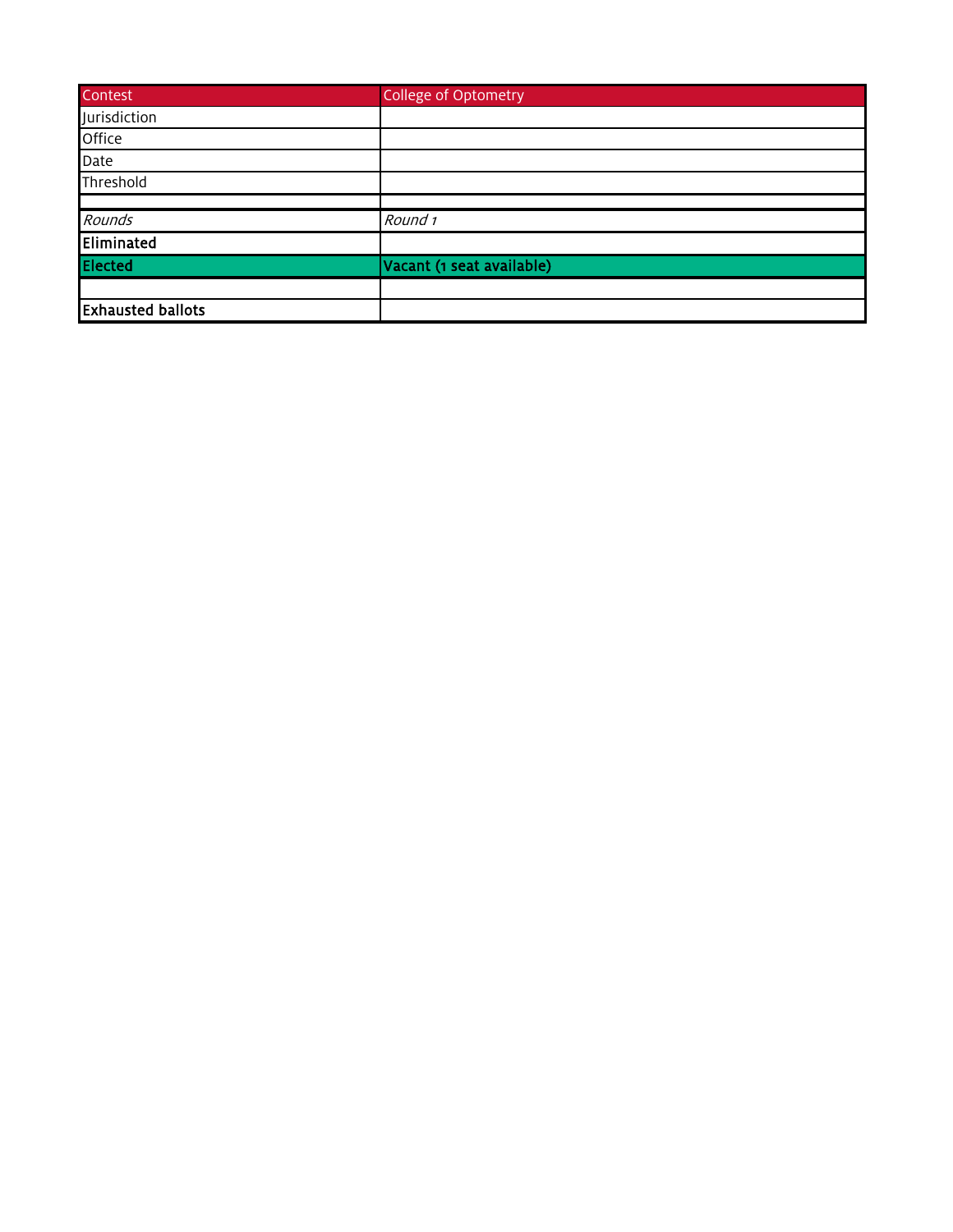| Contest | College of Optometry |
|---|---|
| Jurisdiction | |
| Office | |
| Date | |
| Threshold | |
| | |
| *Rounds* | *Round 1* |
| **Eliminated** | |
| **Elected** | **Vacant (1 seat available)** |
| | |
| **Exhausted ballots** | |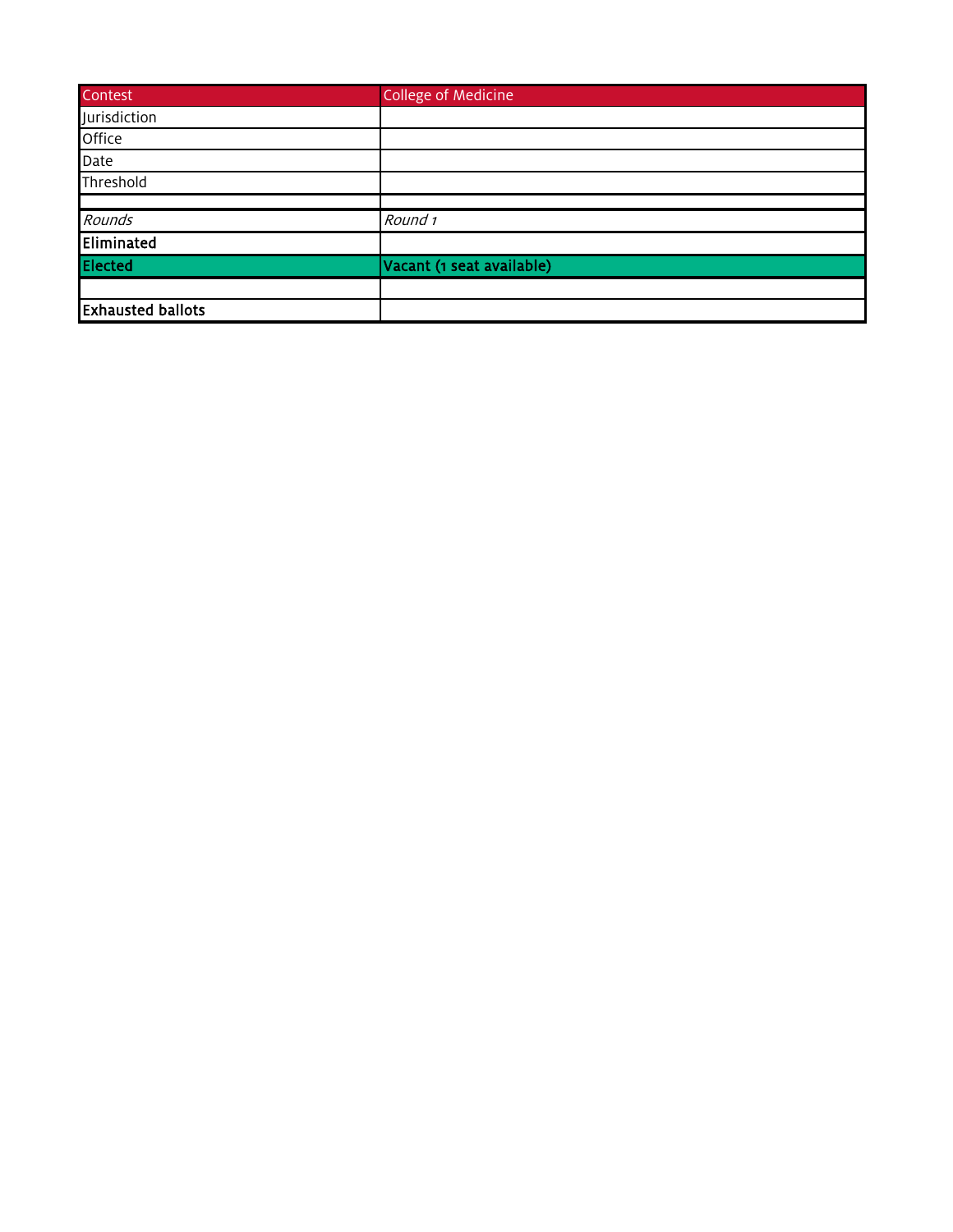| Contest | College of Medicine |
|---|---|
| Jurisdiction | |
| Office | |
| Date | |
| Threshold | |
| | |
| *Rounds* | *Round 1* |
| **Eliminated** | |
| **Elected** | **Vacant (1 seat available)** |
| | |
| **Exhausted ballots** | |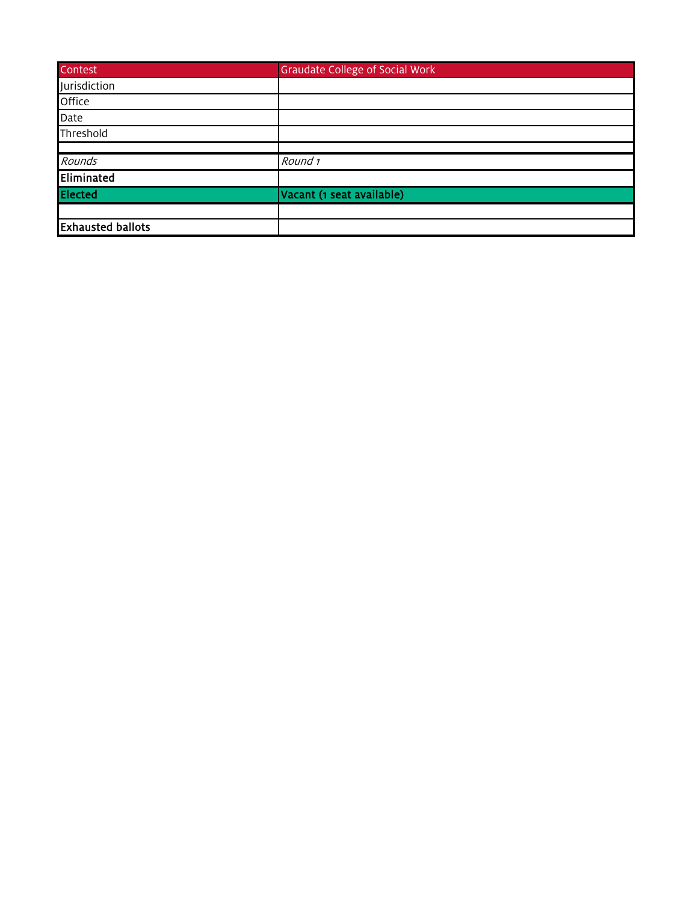| Contest | Graudate College of Social Work |
|---|---|
| Jurisdiction | |
| Office | |
| Date | |
| Threshold | |
| | |
| *Rounds* | *Round 1* |
| **Eliminated** | |
| **Elected** | **Vacant (1 seat available)** |
| | |
| **Exhausted ballots** | |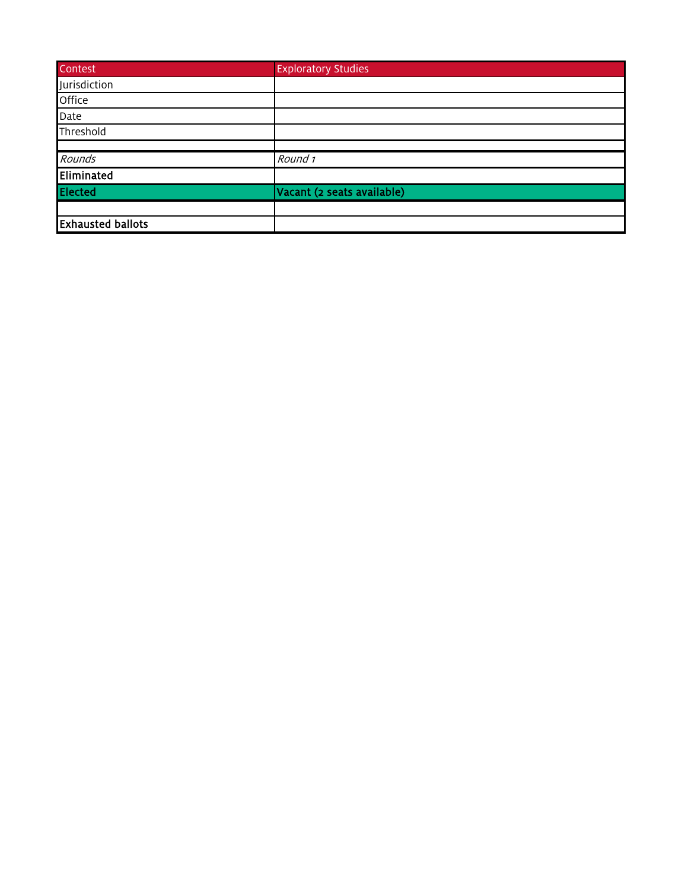| Contest | Exploratory Studies |
|---|---|
| Jurisdiction | |
| Office | |
| Date | |
| Threshold | |
| | |
| *Rounds* | *Round 1* |
| **Eliminated** | |
| **Elected** | **Vacant (2 seats available)** |
| | |
| **Exhausted ballots** | |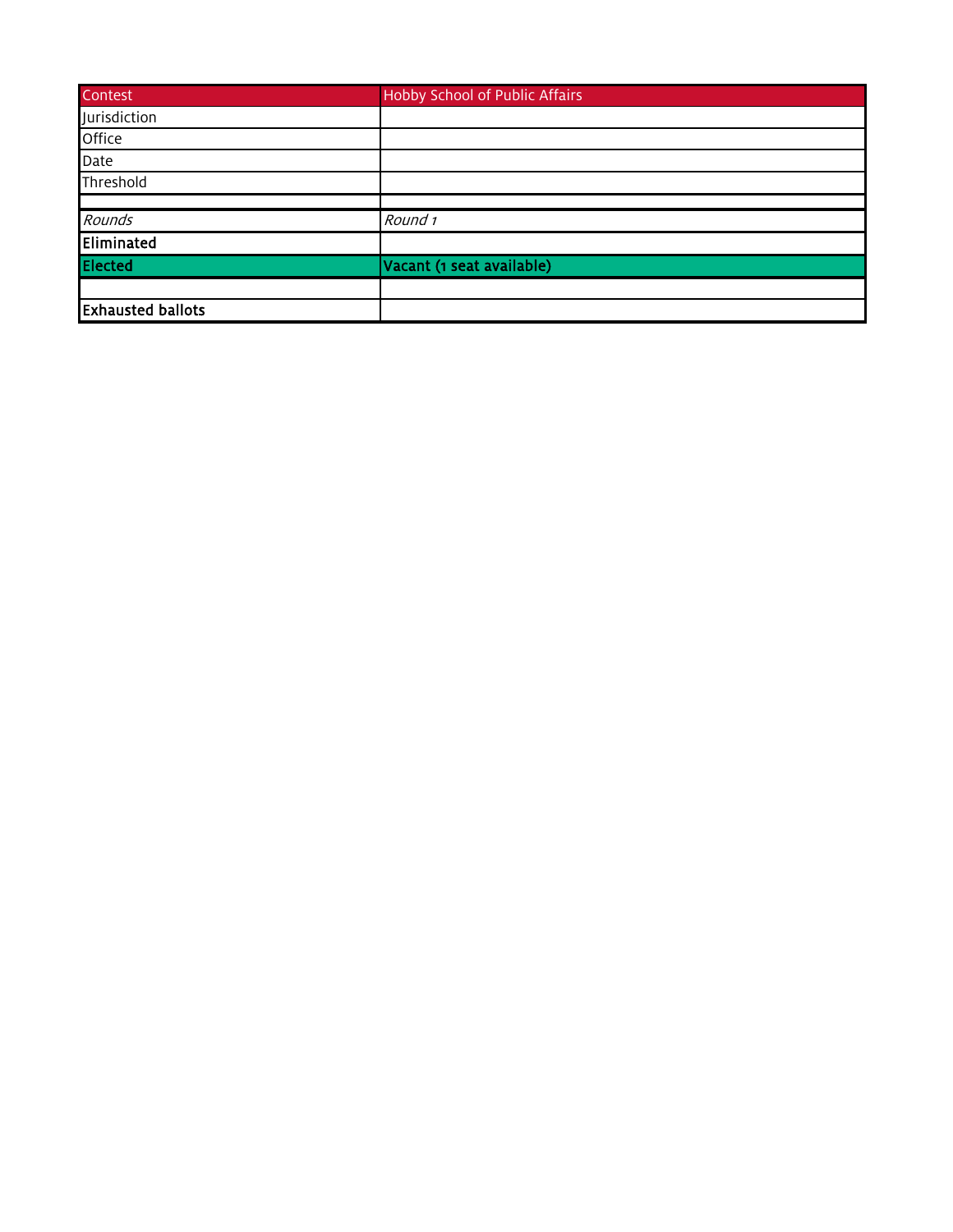| Contest | Hobby School of Public Affairs |
|---|---|
| Jurisdiction | |
| Office | |
| Date | |
| Threshold | |
| | |
| *Rounds* | *Round 1* |
| **Eliminated** | |
| **Elected** | **Vacant (1 seat available)** |
| | |
| **Exhausted ballots** | |